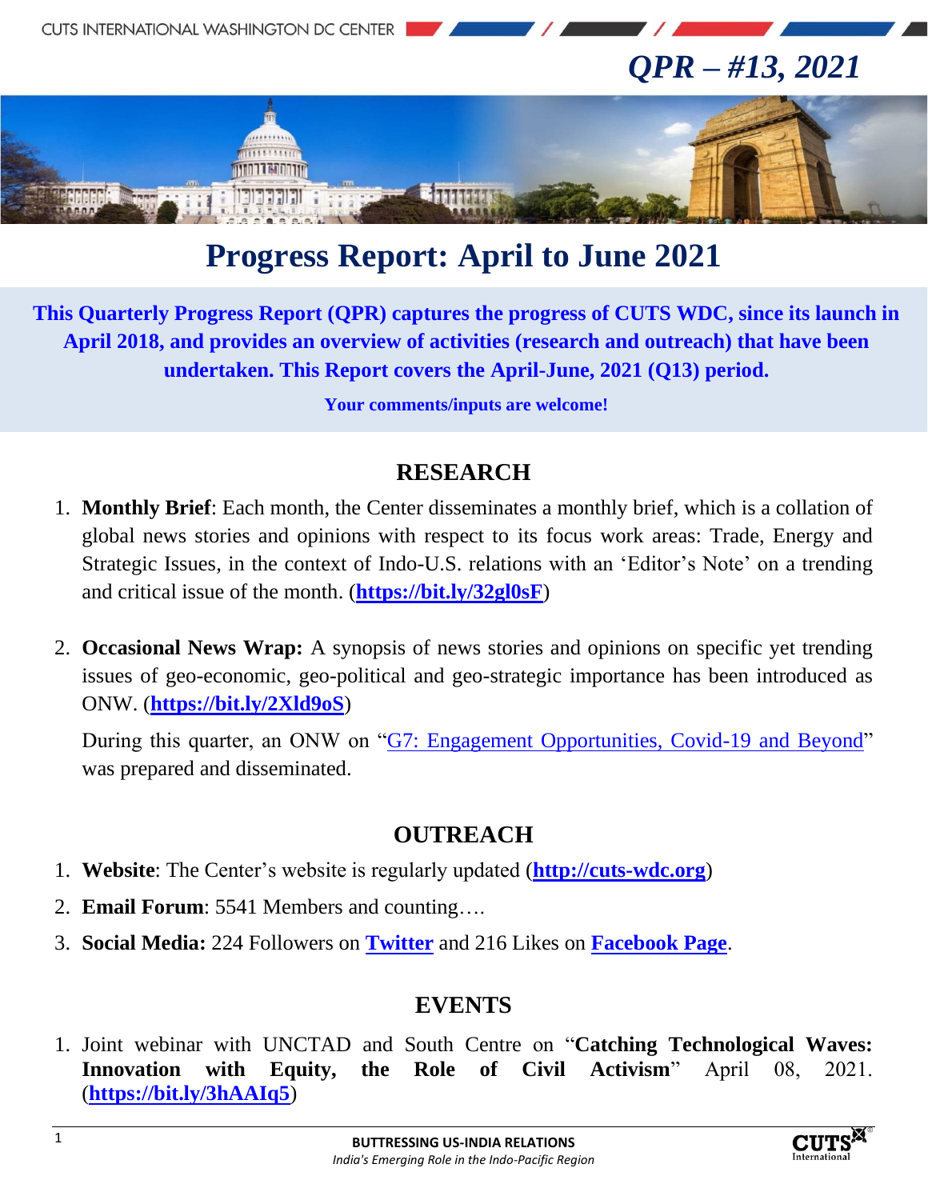# QPR – #13, 2021

# Progress Report: April to June 2021

**This Quarterly Progress Report (QPR) captures the progress of CUTS WDC, since its launch in April 2018, and provides an overview of activities (research and outreach) that have been undertaken. This Report covers the April-June, 2021 (Q13) period.**

**Your comments/inputs are welcome!**

## RESEARCH

1. **Monthly Brief**: Each month, the Center disseminates a monthly brief, which is a collation of global news stories and opinions with respect to its focus work areas: Trade, Energy and Strategic Issues, in the context of Indo-U.S. relations with an 'Editor's Note' on a trending and critical issue of the month. (**https://bit.ly/32gl0sF**)

2. **Occasional News Wrap:** A synopsis of news stories and opinions on specific yet trending issues of geo-economic, geo-political and geo-strategic importance has been introduced as ONW. (**https://bit.ly/2Xld9oS**)

   During this quarter, an ONW on "G7: Engagement Opportunities, Covid-19 and Beyond" was prepared and disseminated.

## OUTREACH

1. **Website**: The Center's website is regularly updated (**http://cuts-wdc.org**)
2. **Email Forum**: 5541 Members and counting….
3. **Social Media:** 224 Followers on **Twitter** and 216 Likes on **Facebook Page**.

## EVENTS

1. Joint webinar with UNCTAD and South Centre on "**Catching Technological Waves: Innovation with Equity, the Role of Civil Activism**" April 08, 2021. (**https://bit.ly/3hAAIq5**)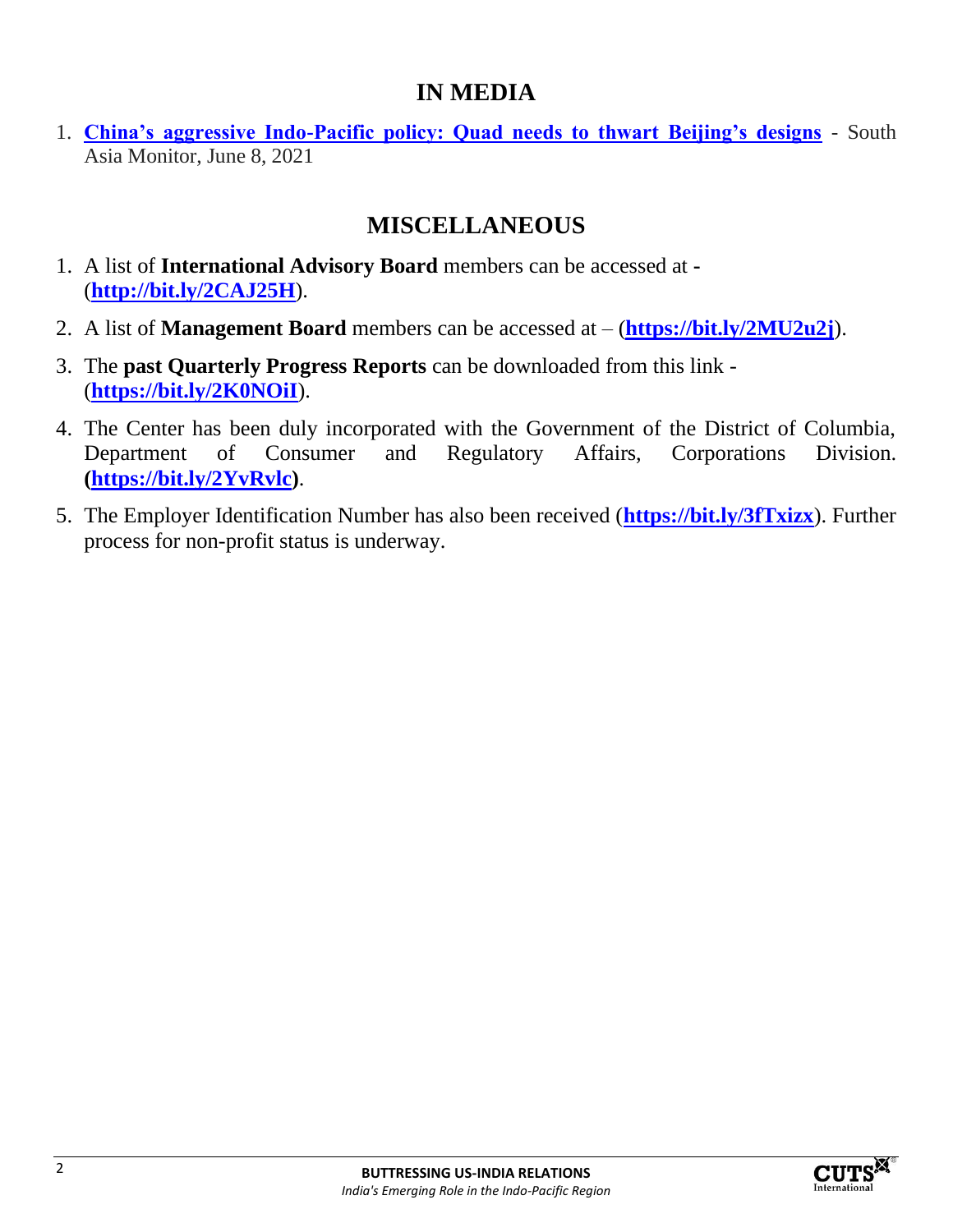## IN MEDIA

1. **China's aggressive Indo-Pacific policy: Quad needs to thwart Beijing's designs** - South Asia Monitor, June 8, 2021

## MISCELLANEOUS

1. A list of **International Advisory Board** members can be accessed at **-** (**http://bit.ly/2CAJ25H**).
2. A list of **Management Board** members can be accessed at – (**https://bit.ly/2MU2u2j**).
3. The **past Quarterly Progress Reports** can be downloaded from this link - (**https://bit.ly/2K0NOiI**).
4. The Center has been duly incorporated with the Government of the District of Columbia, Department of Consumer and Regulatory Affairs, Corporations Division. **(https://bit.ly/2YvRvlc)**.
5. The Employer Identification Number has also been received (**https://bit.ly/3fTxizx**). Further process for non-profit status is underway.